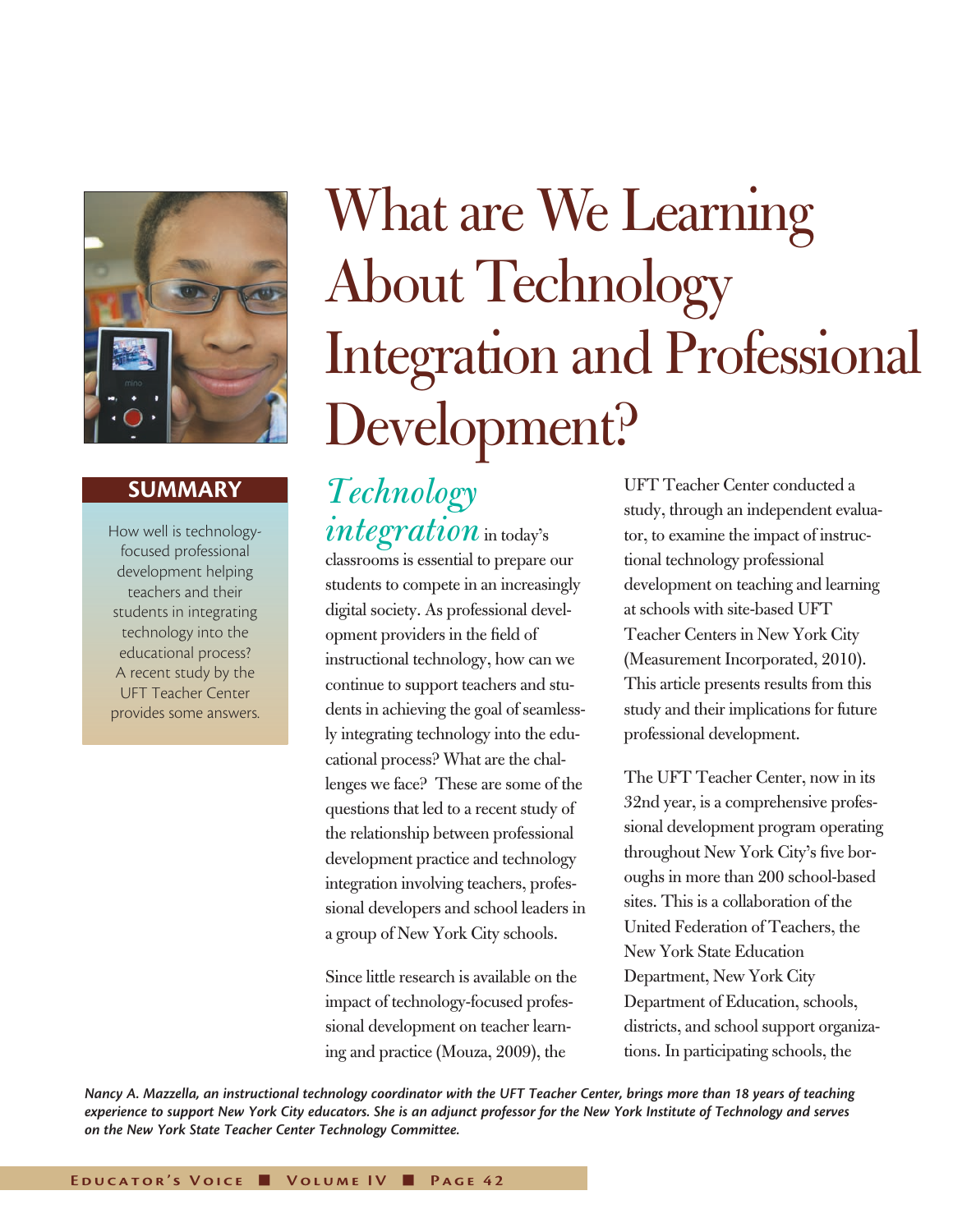# What are We Learning About Technology Integration and Professional Development?

## SUMMARY

How well is technology-focused professional development helping teachers and their students in integrating technology into the educational process? A recent study by the UFT Teacher Center provides some answers.

*Technology integration* in today's classrooms is essential to prepare our students to compete in an increasingly digital society. As professional development providers in the field of instructional technology, how can we continue to support teachers and students in achieving the goal of seamlessly integrating technology into the educational process? What are the challenges we face? These are some of the questions that led to a recent study of the relationship between professional development practice and technology integration involving teachers, professional developers and school leaders in a group of New York City schools.

Since little research is available on the impact of technology-focused professional development on teacher learning and practice (Mouza, 2009), the UFT Teacher Center conducted a study, through an independent evaluator, to examine the impact of instructional technology professional development on teaching and learning at schools with site-based UFT Teacher Centers in New York City (Measurement Incorporated, 2010). This article presents results from this study and their implications for future professional development.

The UFT Teacher Center, now in its 32nd year, is a comprehensive professional development program operating throughout New York City's five boroughs in more than 200 school-based sites. This is a collaboration of the United Federation of Teachers, the New York State Education Department, New York City Department of Education, schools, districts, and school support organizations. In participating schools, the

*Nancy A. Mazzella, an instructional technology coordinator with the UFT Teacher Center, brings more than 18 years of teaching experience to support New York City educators. She is an adjunct professor for the New York Institute of Technology and serves on the New York State Teacher Center Technology Committee.*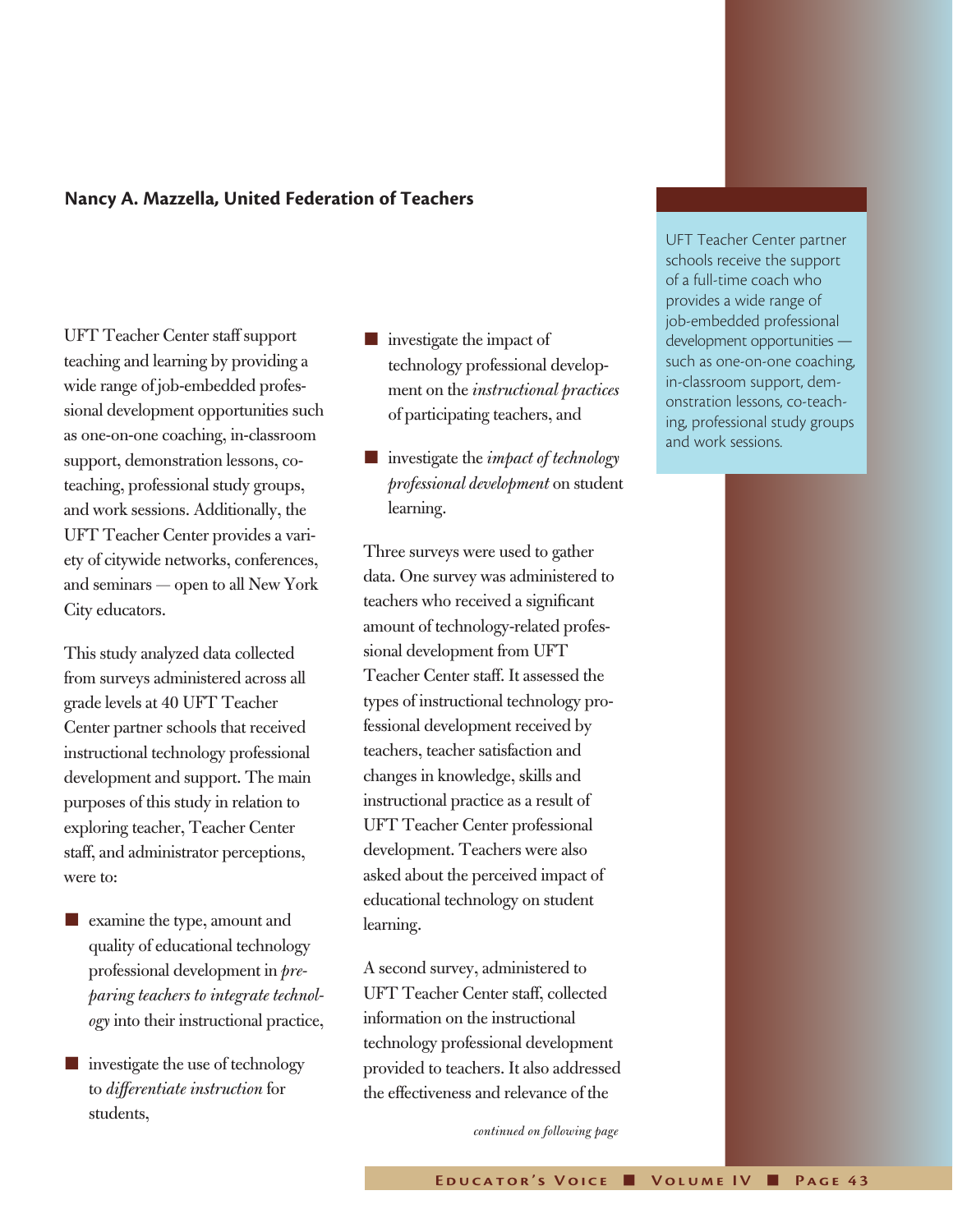**Nancy A. Mazzella, United Federation of Teachers**

UFT Teacher Center staff support teaching and learning by providing a wide range of job-embedded professional development opportunities such as one-on-one coaching, in-classroom support, demonstration lessons, co-teaching, professional study groups, and work sessions. Additionally, the UFT Teacher Center provides a variety of citywide networks, conferences, and seminars — open to all New York City educators.

This study analyzed data collected from surveys administered across all grade levels at 40 UFT Teacher Center partner schools that received instructional technology professional development and support. The main purposes of this study in relation to exploring teacher, Teacher Center staff, and administrator perceptions, were to:

- examine the type, amount and quality of educational technology professional development in *preparing teachers to integrate technology* into their instructional practice,
- investigate the use of technology to *differentiate instruction* for students,
- investigate the impact of technology professional development on the *instructional practices* of participating teachers, and
- investigate the *impact of technology professional development* on student learning.

Three surveys were used to gather data. One survey was administered to teachers who received a significant amount of technology-related professional development from UFT Teacher Center staff. It assessed the types of instructional technology professional development received by teachers, teacher satisfaction and changes in knowledge, skills and instructional practice as a result of UFT Teacher Center professional development. Teachers were also asked about the perceived impact of educational technology on student learning.

A second survey, administered to UFT Teacher Center staff, collected information on the instructional technology professional development provided to teachers. It also addressed the effectiveness and relevance of the

*continued on following page*

UFT Teacher Center partner schools receive the support of a full-time coach who provides a wide range of job-embedded professional development opportunities — such as one-on-one coaching, in-classroom support, demonstration lessons, co-teaching, professional study groups and work sessions.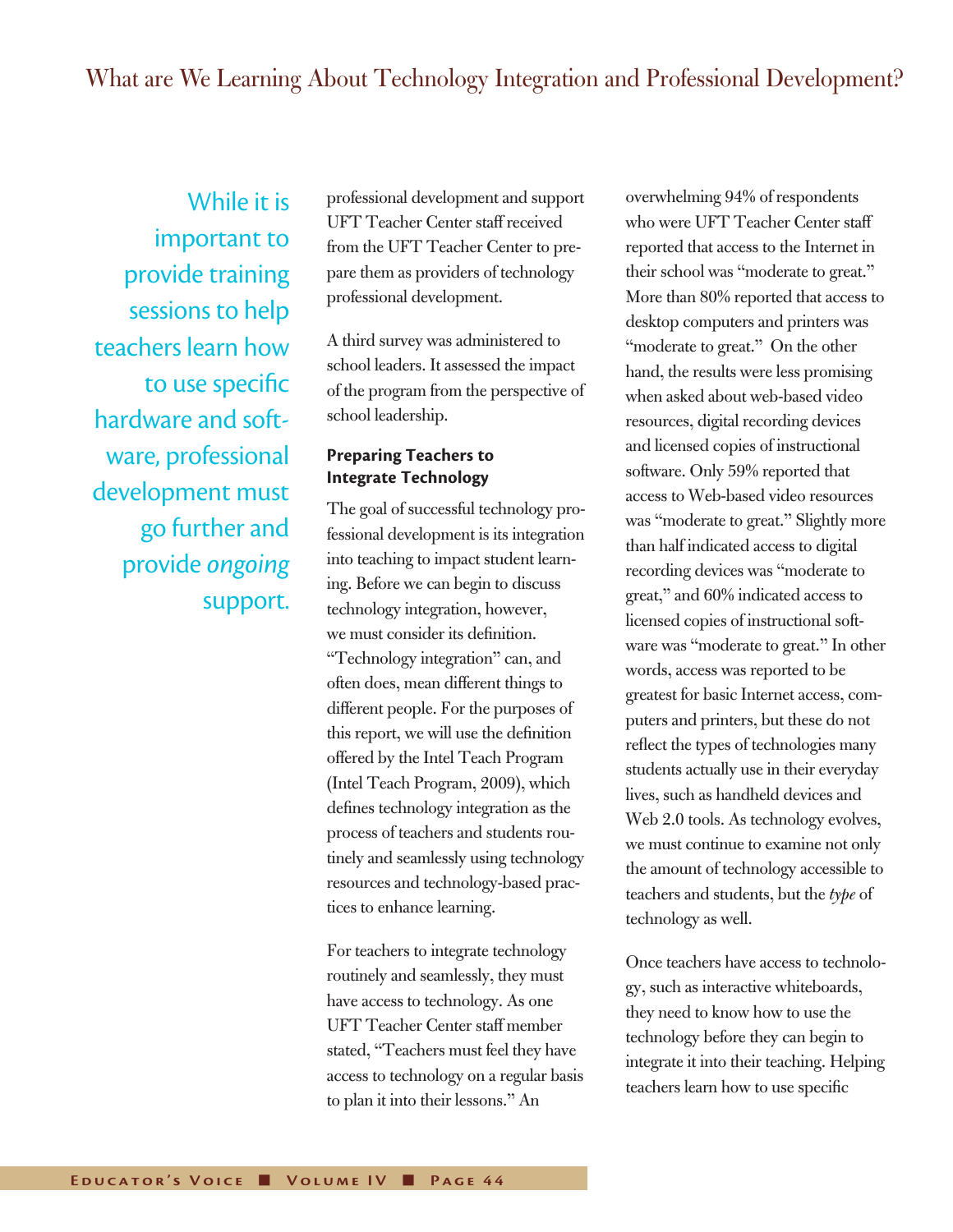While it is important to provide training sessions to help teachers learn how to use specific hardware and software, professional development must go further and provide *ongoing* support.

professional development and support UFT Teacher Center staff received from the UFT Teacher Center to prepare them as providers of technology professional development.

A third survey was administered to school leaders. It assessed the impact of the program from the perspective of school leadership.

### Preparing Teachers to Integrate Technology

The goal of successful technology professional development is its integration into teaching to impact student learning. Before we can begin to discuss technology integration, however, we must consider its definition. "Technology integration" can, and often does, mean different things to different people. For the purposes of this report, we will use the definition offered by the Intel Teach Program (Intel Teach Program, 2009), which defines technology integration as the process of teachers and students routinely and seamlessly using technology resources and technology-based practices to enhance learning.

For teachers to integrate technology routinely and seamlessly, they must have access to technology. As one UFT Teacher Center staff member stated, "Teachers must feel they have access to technology on a regular basis to plan it into their lessons." An overwhelming 94% of respondents who were UFT Teacher Center staff reported that access to the Internet in their school was "moderate to great." More than 80% reported that access to desktop computers and printers was "moderate to great." On the other hand, the results were less promising when asked about web-based video resources, digital recording devices and licensed copies of instructional software. Only 59% reported that access to Web-based video resources was "moderate to great." Slightly more than half indicated access to digital recording devices was "moderate to great," and 60% indicated access to licensed copies of instructional software was "moderate to great." In other words, access was reported to be greatest for basic Internet access, computers and printers, but these do not reflect the types of technologies many students actually use in their everyday lives, such as handheld devices and Web 2.0 tools. As technology evolves, we must continue to examine not only the amount of technology accessible to teachers and students, but the *type* of technology as well.

Once teachers have access to technology, such as interactive whiteboards, they need to know how to use the technology before they can begin to integrate it into their teaching. Helping teachers learn how to use specific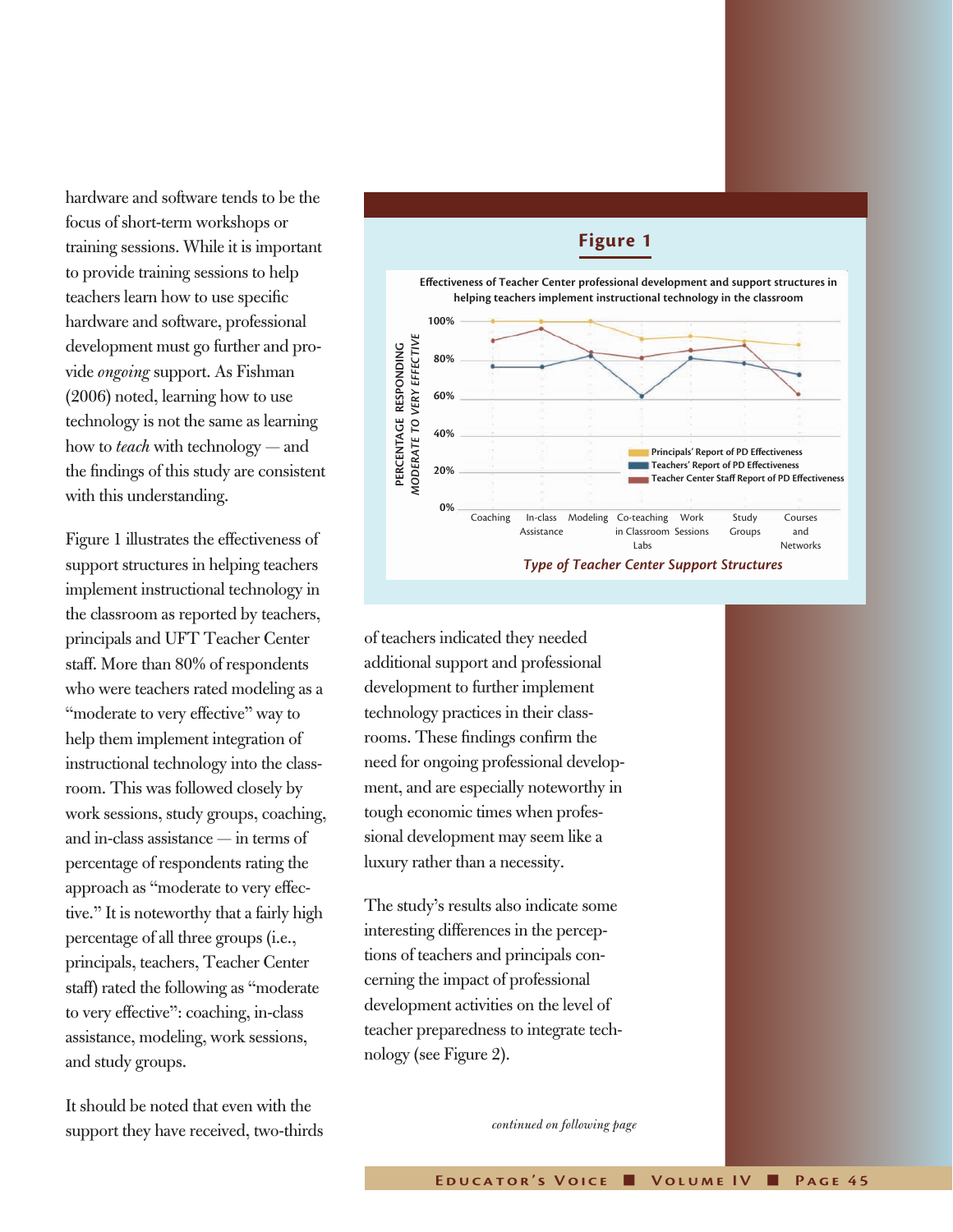hardware and software tends to be the focus of short-term workshops or training sessions. While it is important to provide training sessions to help teachers learn how to use specific hardware and software, professional development must go further and provide *ongoing* support. As Fishman (2006) noted, learning how to use technology is not the same as learning how to *teach* with technology — and the findings of this study are consistent with this understanding.

Figure 1 illustrates the effectiveness of support structures in helping teachers implement instructional technology in the classroom as reported by teachers, principals and UFT Teacher Center staff. More than 80% of respondents who were teachers rated modeling as a "moderate to very effective" way to help them implement integration of instructional technology into the classroom. This was followed closely by work sessions, study groups, coaching, and in-class assistance — in terms of percentage of respondents rating the approach as "moderate to very effective." It is noteworthy that a fairly high percentage of all three groups (i.e., principals, teachers, Teacher Center staff) rated the following as "moderate to very effective": coaching, in-class assistance, modeling, work sessions, and study groups.

It should be noted that even with the support they have received, two-thirds

## Figure 1

**Effectiveness of Teacher Center professional development and support structures in helping teachers implement instructional technology in the classroom**

*Type of Teacher Center Support Structures*

of teachers indicated they needed additional support and professional development to further implement technology practices in their classrooms. These findings confirm the need for ongoing professional development, and are especially noteworthy in tough economic times when professional development may seem like a luxury rather than a necessity.

The study's results also indicate some interesting differences in the perceptions of teachers and principals concerning the impact of professional development activities on the level of teacher preparedness to integrate technology (see Figure 2).

*continued on following page*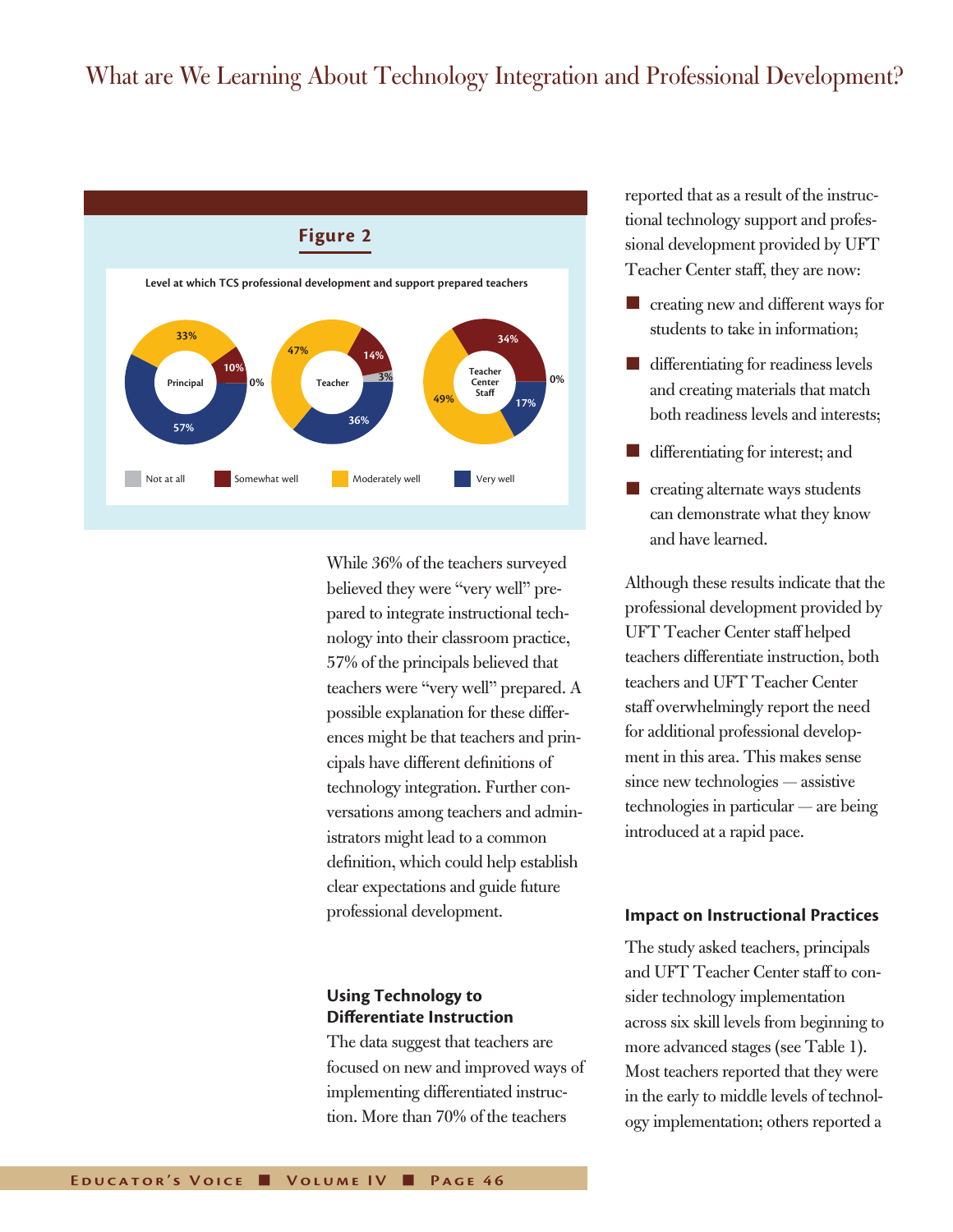## What are We Learning About Technology Integration and Professional Development?

**Figure 2**

Level at which TCS professional development and support prepared teachers

| | Not at all | Somewhat well | Moderately well | Very well |
|---|---|---|---|---|
| Principal | 0% | 10% | 33% | 57% |
| Teacher | 3% | 14% | 47% | 36% |
| Teacher Center Staff | 0% | 34% | 49% | 17% |

While 36% of the teachers surveyed believed they were "very well" prepared to integrate instructional technology into their classroom practice, 57% of the principals believed that teachers were "very well" prepared. A possible explanation for these differences might be that teachers and principals have different definitions of technology integration. Further conversations among teachers and administrators might lead to a common definition, which could help establish clear expectations and guide future professional development.

### Using Technology to Differentiate Instruction

The data suggest that teachers are focused on new and improved ways of implementing differentiated instruction. More than 70% of the teachers reported that as a result of the instructional technology support and professional development provided by UFT Teacher Center staff, they are now:

- creating new and different ways for students to take in information;
- differentiating for readiness levels and creating materials that match both readiness levels and interests;
- differentiating for interest; and
- creating alternate ways students can demonstrate what they know and have learned.

Although these results indicate that the professional development provided by UFT Teacher Center staff helped teachers differentiate instruction, both teachers and UFT Teacher Center staff overwhelmingly report the need for additional professional development in this area. This makes sense since new technologies — assistive technologies in particular — are being introduced at a rapid pace.

### Impact on Instructional Practices

The study asked teachers, principals and UFT Teacher Center staff to consider technology implementation across six skill levels from beginning to more advanced stages (see Table 1). Most teachers reported that they were in the early to middle levels of technology implementation; others reported a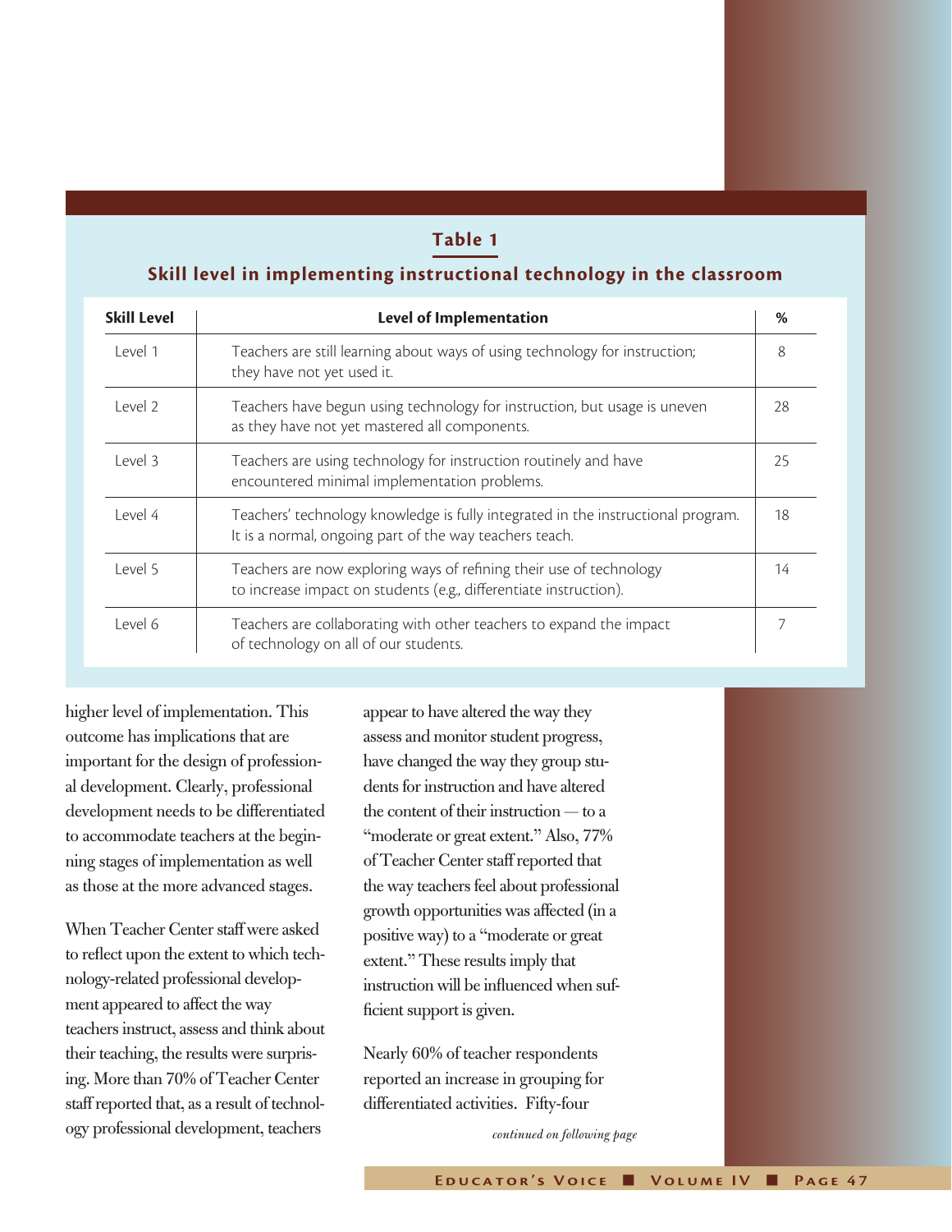**Table 1**

**Skill level in implementing instructional technology in the classroom**

| Skill Level | Level of Implementation | % |
|---|---|---|
| Level 1 | Teachers are still learning about ways of using technology for instruction; they have not yet used it. | 8 |
| Level 2 | Teachers have begun using technology for instruction, but usage is uneven as they have not yet mastered all components. | 28 |
| Level 3 | Teachers are using technology for instruction routinely and have encountered minimal implementation problems. | 25 |
| Level 4 | Teachers' technology knowledge is fully integrated in the instructional program. It is a normal, ongoing part of the way teachers teach. | 18 |
| Level 5 | Teachers are now exploring ways of refining their use of technology to increase impact on students (e.g., differentiate instruction). | 14 |
| Level 6 | Teachers are collaborating with other teachers to expand the impact of technology on all of our students. | 7 |

higher level of implementation. This outcome has implications that are important for the design of professional development. Clearly, professional development needs to be differentiated to accommodate teachers at the beginning stages of implementation as well as those at the more advanced stages.

When Teacher Center staff were asked to reflect upon the extent to which technology-related professional development appeared to affect the way teachers instruct, assess and think about their teaching, the results were surprising. More than 70% of Teacher Center staff reported that, as a result of technology professional development, teachers appear to have altered the way they assess and monitor student progress, have changed the way they group students for instruction and have altered the content of their instruction — to a "moderate or great extent." Also, 77% of Teacher Center staff reported that the way teachers feel about professional growth opportunities was affected (in a positive way) to a "moderate or great extent." These results imply that instruction will be influenced when sufficient support is given.

Nearly 60% of teacher respondents reported an increase in grouping for differentiated activities. Fifty-four

*continued on following page*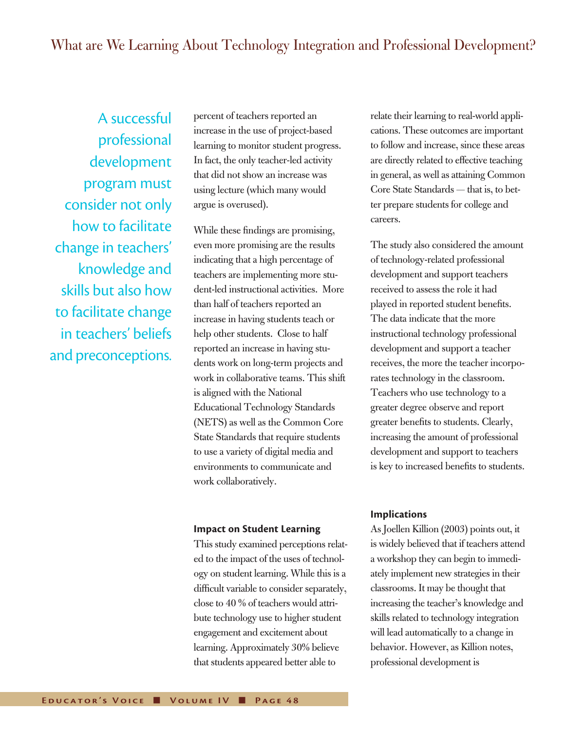A successful professional development program must consider not only how to facilitate change in teachers' knowledge and skills but also how to facilitate change in teachers' beliefs and preconceptions.

percent of teachers reported an increase in the use of project-based learning to monitor student progress. In fact, the only teacher-led activity that did not show an increase was using lecture (which many would argue is overused).

While these findings are promising, even more promising are the results indicating that a high percentage of teachers are implementing more student-led instructional activities. More than half of teachers reported an increase in having students teach or help other students. Close to half reported an increase in having students work on long-term projects and work in collaborative teams. This shift is aligned with the National Educational Technology Standards (NETS) as well as the Common Core State Standards that require students to use a variety of digital media and environments to communicate and work collaboratively.

### Impact on Student Learning

This study examined perceptions related to the impact of the uses of technology on student learning. While this is a difficult variable to consider separately, close to 40 % of teachers would attribute technology use to higher student engagement and excitement about learning. Approximately 30% believe that students appeared better able to relate their learning to real-world applications. These outcomes are important to follow and increase, since these areas are directly related to effective teaching in general, as well as attaining Common Core State Standards — that is, to better prepare students for college and careers.

The study also considered the amount of technology-related professional development and support teachers received to assess the role it had played in reported student benefits. The data indicate that the more instructional technology professional development and support a teacher receives, the more the teacher incorporates technology in the classroom. Teachers who use technology to a greater degree observe and report greater benefits to students. Clearly, increasing the amount of professional development and support to teachers is key to increased benefits to students.

### Implications

As Joellen Killion (2003) points out, it is widely believed that if teachers attend a workshop they can begin to immediately implement new strategies in their classrooms. It may be thought that increasing the teacher's knowledge and skills related to technology integration will lead automatically to a change in behavior. However, as Killion notes, professional development is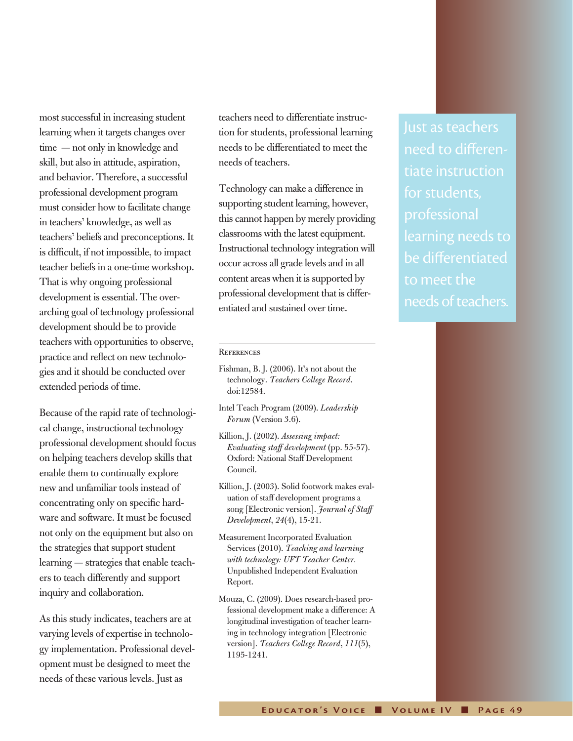most successful in increasing student learning when it targets changes over time — not only in knowledge and skill, but also in attitude, aspiration, and behavior. Therefore, a successful professional development program must consider how to facilitate change in teachers' knowledge, as well as teachers' beliefs and preconceptions. It is difficult, if not impossible, to impact teacher beliefs in a one-time workshop. That is why ongoing professional development is essential. The overarching goal of technology professional development should be to provide teachers with opportunities to observe, practice and reflect on new technologies and it should be conducted over extended periods of time.

Because of the rapid rate of technological change, instructional technology professional development should focus on helping teachers develop skills that enable them to continually explore new and unfamiliar tools instead of concentrating only on specific hardware and software. It must be focused not only on the equipment but also on the strategies that support student learning — strategies that enable teachers to teach differently and support inquiry and collaboration.

As this study indicates, teachers are at varying levels of expertise in technology implementation. Professional development must be designed to meet the needs of these various levels. Just as teachers need to differentiate instruction for students, professional learning needs to be differentiated to meet the needs of teachers.

Technology can make a difference in supporting student learning, however, this cannot happen by merely providing classrooms with the latest equipment. Instructional technology integration will occur across all grade levels and in all content areas when it is supported by professional development that is differentiated and sustained over time.

> Just as teachers need to differentiate instruction for students, professional learning needs to be differentiated to meet the needs of teachers.

## References

Fishman, B. J. (2006). It's not about the technology. *Teachers College Record*. doi:12584.

Intel Teach Program (2009). *Leadership Forum* (Version 3.6).

Killion, J. (2002). *Assessing impact: Evaluating staff development* (pp. 55-57). Oxford: National Staff Development Council.

Killion, J. (2003). Solid footwork makes evaluation of staff development programs a song [Electronic version]. *Journal of Staff Development*, *24*(4), 15-21.

Measurement Incorporated Evaluation Services (2010). *Teaching and learning with technology: UFT Teacher Center.* Unpublished Independent Evaluation Report.

Mouza, C. (2009). Does research-based professional development make a difference: A longitudinal investigation of teacher learning in technology integration [Electronic version]. *Teachers College Record*, *111*(5), 1195-1241.